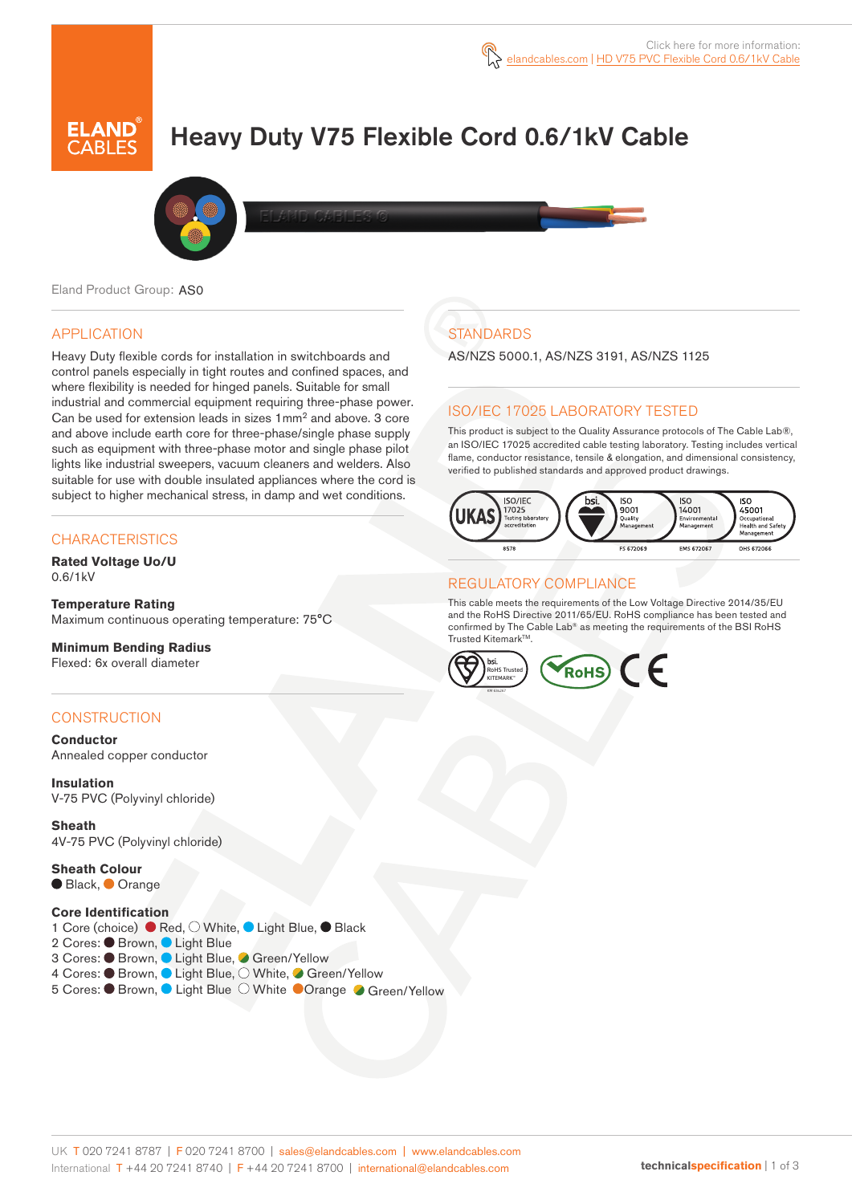Click here for more information: elandcables.com | HD V75 PVC Flexible Cord 0.6/1kV Cable

# Heavy Duty V75 Flexible Cord 0.6/1kV Cable

Eland Product Group: AS0

## APPLICATION

Heavy Duty flexible cords for installation in switchboards and control panels especially in tight routes and confined spaces, and where flexibility is needed for hinged panels. Suitable for small industrial and commercial equipment requiring three-phase power. Can be used for extension leads in sizes 1mm$^2$ and above. 3 core and above include earth core for three-phase/single phase supply such as equipment with three-phase motor and single phase pilot lights like industrial sweepers, vacuum cleaners and welders. Also suitable for use with double insulated appliances where the cord is subject to higher mechanical stress, in damp and wet conditions.

## CHARACTERISTICS

**Rated Voltage Uo/U**
0.6/1kV

**Temperature Rating**
Maximum continuous operating temperature: 75°C

**Minimum Bending Radius**
Flexed: 6x overall diameter

## CONSTRUCTION

**Conductor**
Annealed copper conductor

**Insulation**
V-75 PVC (Polyvinyl chloride)

**Sheath**
4V-75 PVC (Polyvinyl chloride)

**Sheath Colour**
Black, Orange

**Core Identification**
1 Core (choice) Red, White, Light Blue, Black
2 Cores: Brown, Light Blue
3 Cores: Brown, Light Blue, Green/Yellow
4 Cores: Brown, Light Blue, White, Green/Yellow
5 Cores: Brown, Light Blue White Orange Green/Yellow

## STANDARDS

AS/NZS 5000.1, AS/NZS 3191, AS/NZS 1125

## ISO/IEC 17025 LABORATORY TESTED

This product is subject to the Quality Assurance protocols of The Cable Lab®, an ISO/IEC 17025 accredited cable testing laboratory. Testing includes vertical flame, conductor resistance, tensile & elongation, and dimensional consistency, verified to published standards and approved product drawings.

UKAS ISO/IEC 17025 Testing laboratory accreditation 8578 | bsi. ISO 9001 Quality Management FS 672069 | ISO 14001 Environmental Management EMS 672067 | ISO 45001 Occupational Health and Safety Management OHS 672066

## REGULATORY COMPLIANCE

This cable meets the requirements of the Low Voltage Directive 2014/35/EU and the RoHS Directive 2011/65/EU. RoHS compliance has been tested and confirmed by The Cable Lab® as meeting the requirements of the BSI RoHS Trusted Kitemark™.

bsi. RoHS Trusted KITEMARK™ | RoHS | CE

UK T 020 7241 8787 | F 020 7241 8700 | sales@elandcables.com | www.elandcables.com
International T +44 20 7241 8740 | F +44 20 7241 8700 | international@elandcables.com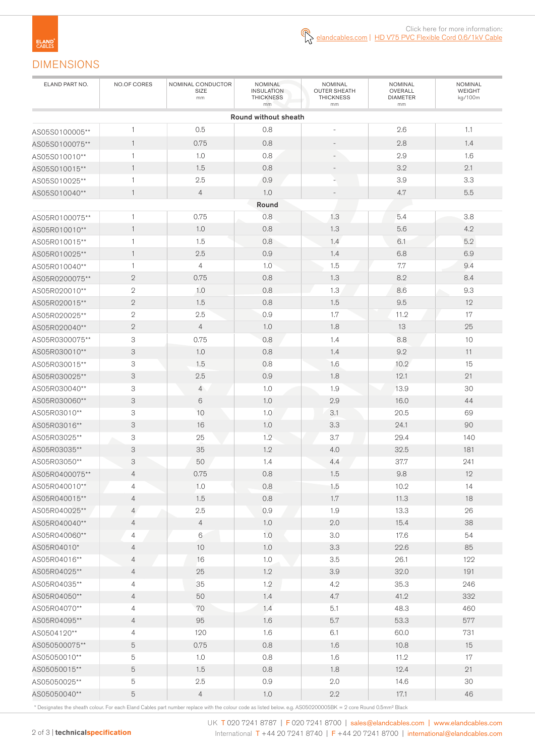Click here for more information: elandcables.com | HD V75 PVC Flexible Cord 0.6/1kV Cable

## DIMENSIONS

| ELAND PART NO. | NO.OF CORES | NOMINAL CONDUCTOR SIZE mm | NOMINAL INSULATION THICKNESS mm | NOMINAL OUTER SHEATH THICKNESS mm | NOMINAL OVERALL DIAMETER mm | NOMINAL WEIGHT kg/100m |
|---|---|---|---|---|---|---|
| **Round without sheath** | | | | | | |
| AS05S0100005** | 1 | 0.5 | 0.8 | - | 2.6 | 1.1 |
| AS05S0100075** | 1 | 0.75 | 0.8 | - | 2.8 | 1.4 |
| AS05S010010** | 1 | 1.0 | 0.8 | - | 2.9 | 1.6 |
| AS05S010015** | 1 | 1.5 | 0.8 | - | 3.2 | 2.1 |
| AS05S010025** | 1 | 2.5 | 0.9 | - | 3.9 | 3.3 |
| AS05S010040** | 1 | 4 | 1.0 | - | 4.7 | 5.5 |
| **Round** | | | | | | |
| AS05R0100075** | 1 | 0.75 | 0.8 | 1.3 | 5.4 | 3.8 |
| AS05R010010** | 1 | 1.0 | 0.8 | 1.3 | 5.6 | 4.2 |
| AS05R010015** | 1 | 1.5 | 0.8 | 1.4 | 6.1 | 5.2 |
| AS05R010025** | 1 | 2.5 | 0.9 | 1.4 | 6.8 | 6.9 |
| AS05R010040** | 1 | 4 | 1.0 | 1.5 | 7.7 | 9.4 |
| AS05R0200075** | 2 | 0.75 | 0.8 | 1.3 | 8.2 | 8.4 |
| AS05R020010** | 2 | 1.0 | 0.8 | 1.3 | 8.6 | 9.3 |
| AS05R020015** | 2 | 1.5 | 0.8 | 1.5 | 9.5 | 12 |
| AS05R020025** | 2 | 2.5 | 0.9 | 1.7 | 11.2 | 17 |
| AS05R020040** | 2 | 4 | 1.0 | 1.8 | 13 | 25 |
| AS05R0300075** | 3 | 0.75 | 0.8 | 1.4 | 8.8 | 10 |
| AS05R030010** | 3 | 1.0 | 0.8 | 1.4 | 9.2 | 11 |
| AS05R030015** | 3 | 1.5 | 0.8 | 1.6 | 10.2 | 15 |
| AS05R030025** | 3 | 2.5 | 0.9 | 1.8 | 12.1 | 21 |
| AS05R030040** | 3 | 4 | 1.0 | 1.9 | 13.9 | 30 |
| AS05R030060** | 3 | 6 | 1.0 | 2.9 | 16.0 | 44 |
| AS05R03010** | 3 | 10 | 1.0 | 3.1 | 20.5 | 69 |
| AS05R03016** | 3 | 16 | 1.0 | 3.3 | 24.1 | 90 |
| AS05R03025** | 3 | 25 | 1.2 | 3.7 | 29.4 | 140 |
| AS05R03035** | 3 | 35 | 1.2 | 4.0 | 32.5 | 181 |
| AS05R03050** | 3 | 50 | 1.4 | 4.4 | 37.7 | 241 |
| AS05R0400075** | 4 | 0.75 | 0.8 | 1.5 | 9.8 | 12 |
| AS05R040010** | 4 | 1.0 | 0.8 | 1.5 | 10.2 | 14 |
| AS05R040015** | 4 | 1.5 | 0.8 | 1.7 | 11.3 | 18 |
| AS05R040025** | 4 | 2.5 | 0.9 | 1.9 | 13.3 | 26 |
| AS05R040040** | 4 | 4 | 1.0 | 2.0 | 15.4 | 38 |
| AS05R040060** | 4 | 6 | 1.0 | 3.0 | 17.6 | 54 |
| AS05R04010* | 4 | 10 | 1.0 | 3.3 | 22.6 | 85 |
| AS05R04016** | 4 | 16 | 1.0 | 3.5 | 26.1 | 122 |
| AS05R04025** | 4 | 25 | 1.2 | 3.9 | 32.0 | 191 |
| AS05R04035** | 4 | 35 | 1.2 | 4.2 | 35.3 | 246 |
| AS05R04050** | 4 | 50 | 1.4 | 4.7 | 41.2 | 332 |
| AS05R04070** | 4 | 70 | 1.4 | 5.1 | 48.3 | 460 |
| AS05R04095** | 4 | 95 | 1.6 | 5.7 | 53.3 | 577 |
| AS0504120** | 4 | 120 | 1.6 | 6.1 | 60.0 | 731 |
| AS050500075** | 5 | 0.75 | 0.8 | 1.6 | 10.8 | 15 |
| AS05050010** | 5 | 1.0 | 0.8 | 1.6 | 11.2 | 17 |
| AS05050015** | 5 | 1.5 | 0.8 | 1.8 | 12.4 | 21 |
| AS05050025** | 5 | 2.5 | 0.9 | 2.0 | 14.6 | 30 |
| AS05050040** | 5 | 4 | 1.0 | 2.2 | 17.1 | 46 |

* Designates the sheath colour. For each Eland Cables part number replace with the colour code as listed below. e.g. AS050200005BK = 2 core Round 0.5mm² Black

UK T 020 7241 8787 | F 020 7241 8700 | sales@elandcables.com | www.elandcables.com
International T +44 20 7241 8740 | F +44 20 7241 8700 | international@elandcables.com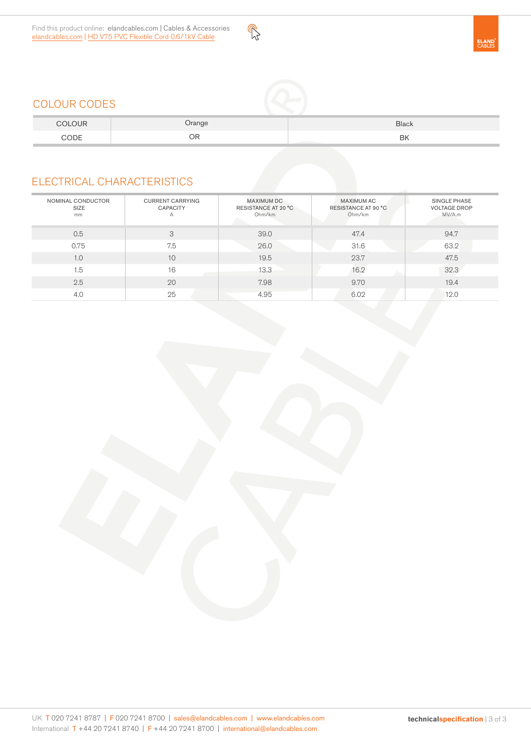## COLOUR CODES

| COLOUR | Orange | Black |
|---|---|---|
| CODE | OR | BK |

## ELECTRICAL CHARACTERISTICS

| NOMINAL CONDUCTOR SIZE mm | CURRENT CARRYING CAPACITY A | MAXIMUM DC RESISTANCE AT 20 °C Ohm/km | MAXIMUM AC RESISTANCE AT 90 °C Ohm/km | SINGLE PHASE VOLTAGE DROP MV/A.m |
|---|---|---|---|---|
| 0.5 | 3 | 39.0 | 47.4 | 94.7 |
| 0.75 | 7.5 | 26.0 | 31.6 | 63.2 |
| 1.0 | 10 | 19.5 | 23.7 | 47.5 |
| 1.5 | 16 | 13.3 | 16.2 | 32.3 |
| 2.5 | 20 | 7.98 | 9.70 | 19.4 |
| 4.0 | 25 | 4.95 | 6.02 | 12.0 |